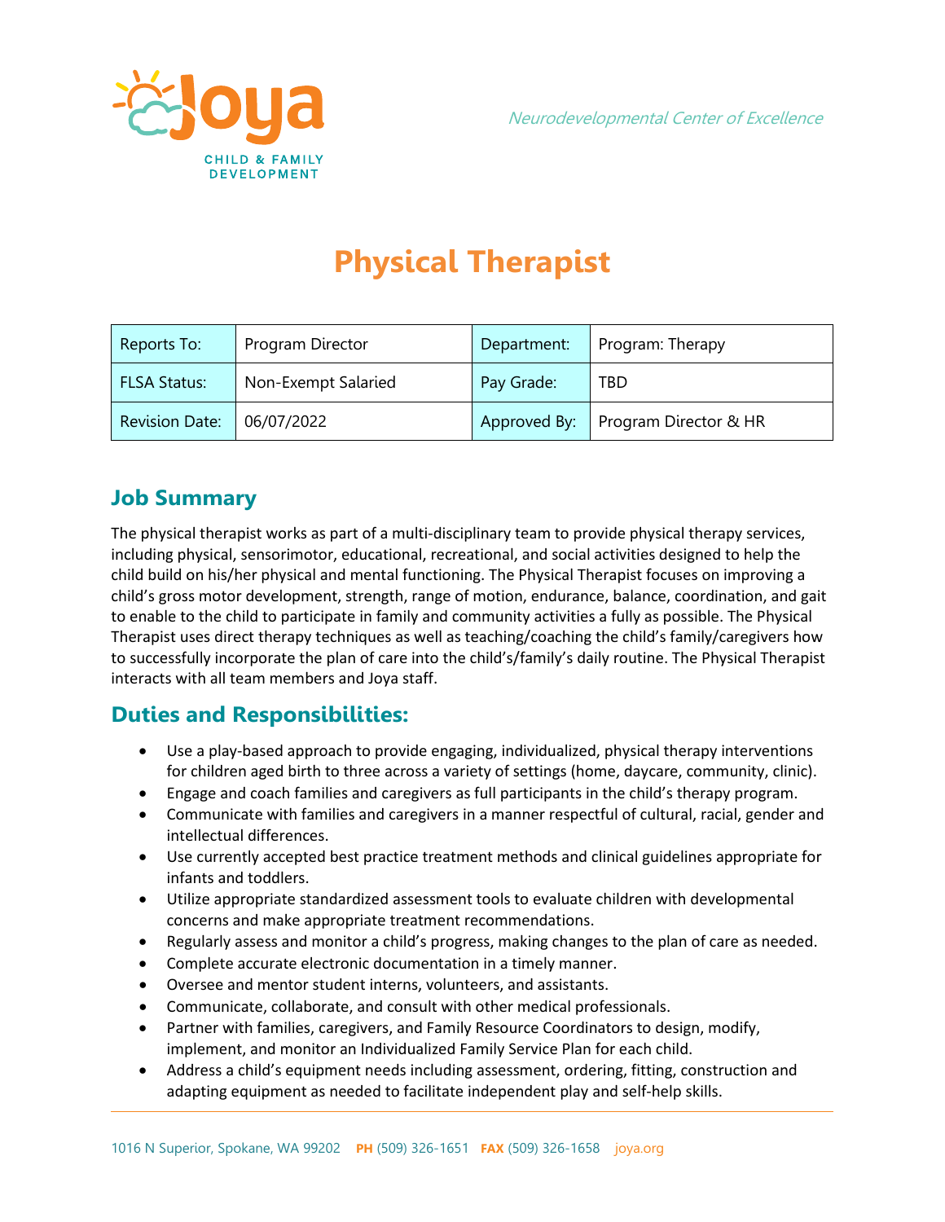Joya

CHILD & FAMILY DEVELOPMENT

*Neurodevelopmental Center of Excellence*

# Physical Therapist

| | | | |
|---|---|---|---|
| Reports To: | Program Director | Department: | Program: Therapy |
| FLSA Status: | Non-Exempt Salaried | Pay Grade: | TBD |
| Revision Date: | 06/07/2022 | Approved By: | Program Director & HR |

## Job Summary

The physical therapist works as part of a multi-disciplinary team to provide physical therapy services, including physical, sensorimotor, educational, recreational, and social activities designed to help the child build on his/her physical and mental functioning. The Physical Therapist focuses on improving a child's gross motor development, strength, range of motion, endurance, balance, coordination, and gait to enable to the child to participate in family and community activities a fully as possible. The Physical Therapist uses direct therapy techniques as well as teaching/coaching the child's family/caregivers how to successfully incorporate the plan of care into the child's/family's daily routine. The Physical Therapist interacts with all team members and Joya staff.

## Duties and Responsibilities:

- Use a play-based approach to provide engaging, individualized, physical therapy interventions for children aged birth to three across a variety of settings (home, daycare, community, clinic).
- Engage and coach families and caregivers as full participants in the child's therapy program.
- Communicate with families and caregivers in a manner respectful of cultural, racial, gender and intellectual differences.
- Use currently accepted best practice treatment methods and clinical guidelines appropriate for infants and toddlers.
- Utilize appropriate standardized assessment tools to evaluate children with developmental concerns and make appropriate treatment recommendations.
- Regularly assess and monitor a child's progress, making changes to the plan of care as needed.
- Complete accurate electronic documentation in a timely manner.
- Oversee and mentor student interns, volunteers, and assistants.
- Communicate, collaborate, and consult with other medical professionals.
- Partner with families, caregivers, and Family Resource Coordinators to design, modify, implement, and monitor an Individualized Family Service Plan for each child.
- Address a child's equipment needs including assessment, ordering, fitting, construction and adapting equipment as needed to facilitate independent play and self-help skills.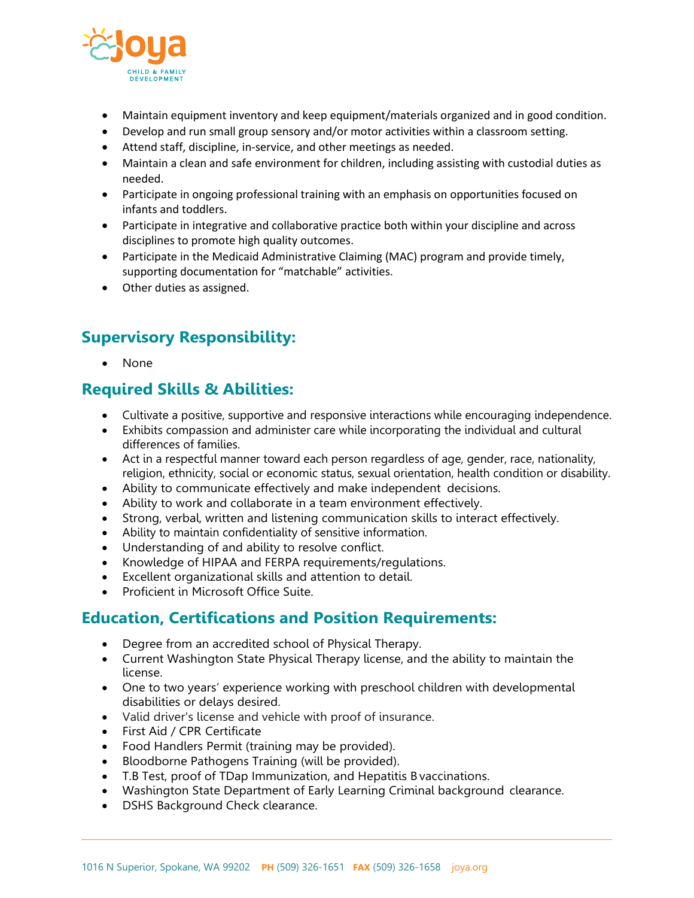- Maintain equipment inventory and keep equipment/materials organized and in good condition.
- Develop and run small group sensory and/or motor activities within a classroom setting.
- Attend staff, discipline, in-service, and other meetings as needed.
- Maintain a clean and safe environment for children, including assisting with custodial duties as needed.
- Participate in ongoing professional training with an emphasis on opportunities focused on infants and toddlers.
- Participate in integrative and collaborative practice both within your discipline and across disciplines to promote high quality outcomes.
- Participate in the Medicaid Administrative Claiming (MAC) program and provide timely, supporting documentation for "matchable" activities.
- Other duties as assigned.

## Supervisory Responsibility:

- None

## Required Skills & Abilities:

- Cultivate a positive, supportive and responsive interactions while encouraging independence.
- Exhibits compassion and administer care while incorporating the individual and cultural differences of families.
- Act in a respectful manner toward each person regardless of age, gender, race, nationality, religion, ethnicity, social or economic status, sexual orientation, health condition or disability.
- Ability to communicate effectively and make independent decisions.
- Ability to work and collaborate in a team environment effectively.
- Strong, verbal, written and listening communication skills to interact effectively.
- Ability to maintain confidentiality of sensitive information.
- Understanding of and ability to resolve conflict.
- Knowledge of HIPAA and FERPA requirements/regulations.
- Excellent organizational skills and attention to detail.
- Proficient in Microsoft Office Suite.

## Education, Certifications and Position Requirements:

- Degree from an accredited school of Physical Therapy.
- Current Washington State Physical Therapy license, and the ability to maintain the license.
- One to two years' experience working with preschool children with developmental disabilities or delays desired.
- Valid driver's license and vehicle with proof of insurance.
- First Aid / CPR Certificate
- Food Handlers Permit (training may be provided).
- Bloodborne Pathogens Training (will be provided).
- T.B Test, proof of TDap Immunization, and Hepatitis B vaccinations.
- Washington State Department of Early Learning Criminal background clearance.
- DSHS Background Check clearance.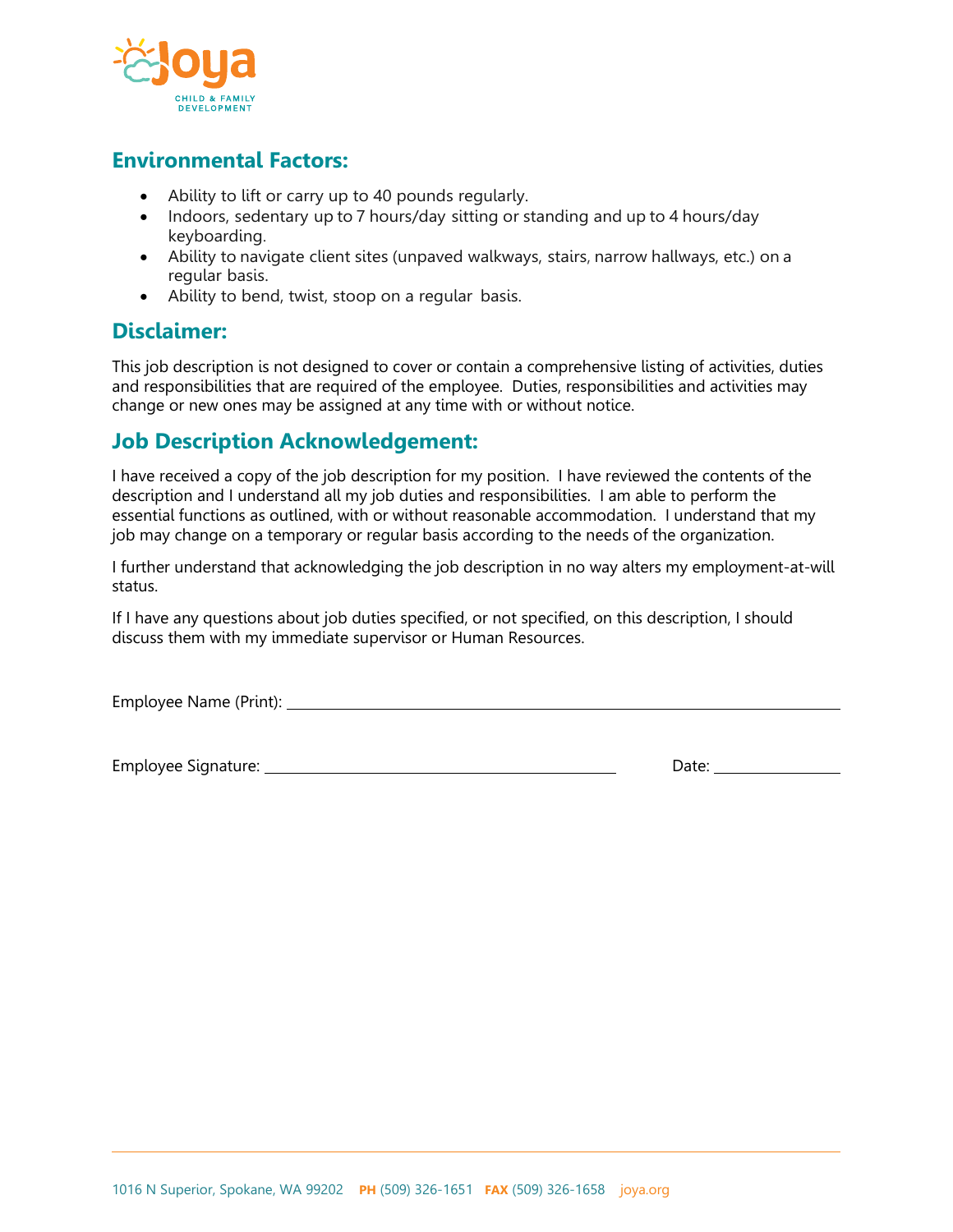## Environmental Factors:

- Ability to lift or carry up to 40 pounds regularly.
- Indoors, sedentary up to 7 hours/day sitting or standing and up to 4 hours/day keyboarding.
- Ability to navigate client sites (unpaved walkways, stairs, narrow hallways, etc.) on a regular basis.
- Ability to bend, twist, stoop on a regular basis.

## Disclaimer:

This job description is not designed to cover or contain a comprehensive listing of activities, duties and responsibilities that are required of the employee. Duties, responsibilities and activities may change or new ones may be assigned at any time with or without notice.

## Job Description Acknowledgement:

I have received a copy of the job description for my position. I have reviewed the contents of the description and I understand all my job duties and responsibilities. I am able to perform the essential functions as outlined, with or without reasonable accommodation. I understand that my job may change on a temporary or regular basis according to the needs of the organization.

I further understand that acknowledging the job description in no way alters my employment-at-will status.

If I have any questions about job duties specified, or not specified, on this description, I should discuss them with my immediate supervisor or Human Resources.

Employee Name (Print): ______________________________

Employee Signature: ______________________________ Date: ____________